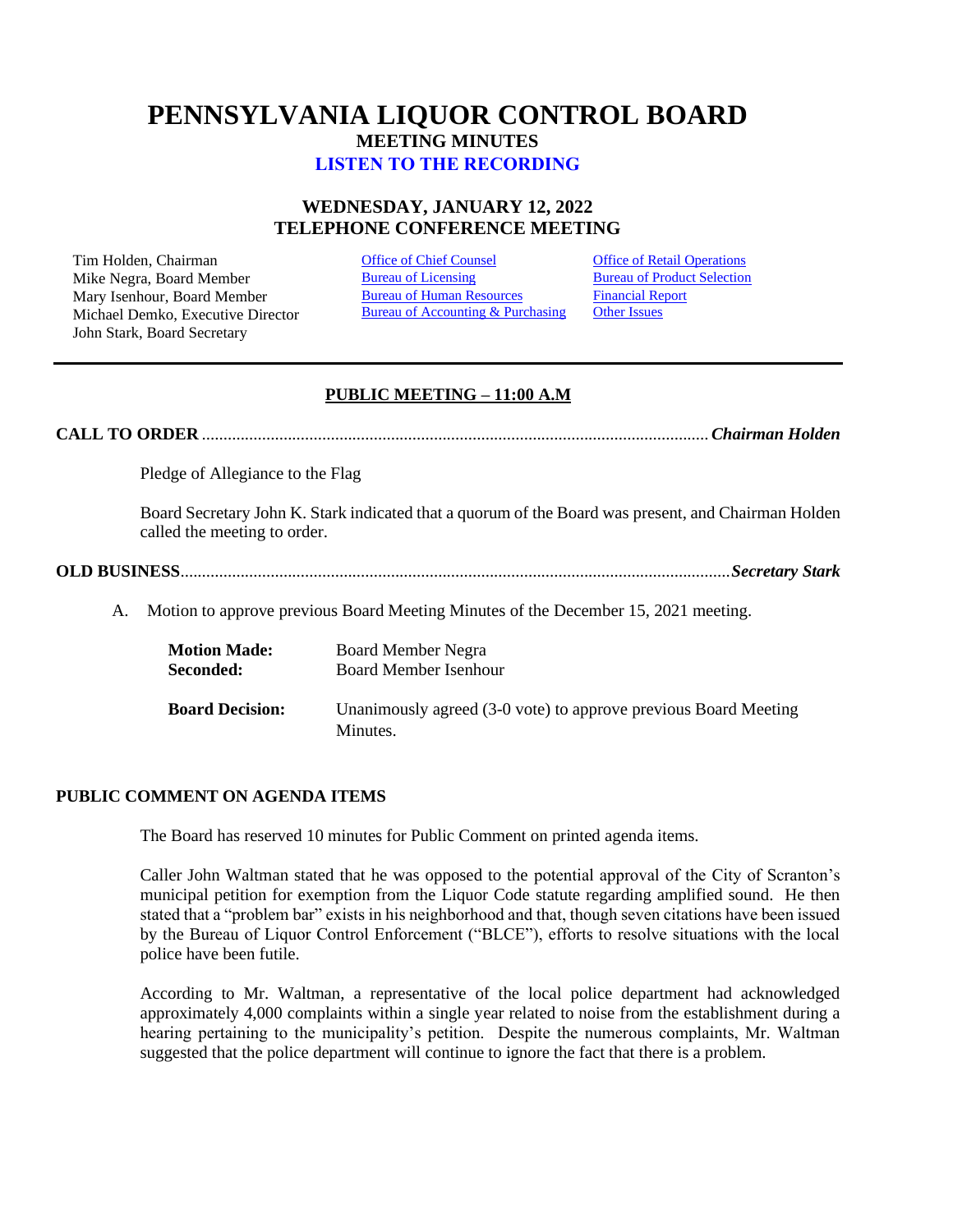# PENNSYLVANIA LIQUOR CONTROL BOARD

## MEETING MINUTES

**LISTEN TO THE RECORDING**

### WEDNESDAY, JANUARY 12, 2022
### TELEPHONE CONFERENCE MEETING

Tim Holden, Chairman
Mike Negra, Board Member
Mary Isenhour, Board Member
Michael Demko, Executive Director
John Stark, Board Secretary

Office of Chief Counsel
Bureau of Licensing
Bureau of Human Resources
Bureau of Accounting & Purchasing

Office of Retail Operations
Bureau of Product Selection
Financial Report
Other Issues

---

**PUBLIC MEETING – 11:00 A.M**

**CALL TO ORDER** ........................................................................................................ ***Chairman Holden***

Pledge of Allegiance to the Flag

Board Secretary John K. Stark indicated that a quorum of the Board was present, and Chairman Holden called the meeting to order.

**OLD BUSINESS** ........................................................................................................ ***Secretary Stark***

A. Motion to approve previous Board Meeting Minutes of the December 15, 2021 meeting.

**Motion Made:** Board Member Negra
**Seconded:** Board Member Isenhour

**Board Decision:** Unanimously agreed (3-0 vote) to approve previous Board Meeting Minutes.

**PUBLIC COMMENT ON AGENDA ITEMS**

The Board has reserved 10 minutes for Public Comment on printed agenda items.

Caller John Waltman stated that he was opposed to the potential approval of the City of Scranton's municipal petition for exemption from the Liquor Code statute regarding amplified sound. He then stated that a "problem bar" exists in his neighborhood and that, though seven citations have been issued by the Bureau of Liquor Control Enforcement ("BLCE"), efforts to resolve situations with the local police have been futile.

According to Mr. Waltman, a representative of the local police department had acknowledged approximately 4,000 complaints within a single year related to noise from the establishment during a hearing pertaining to the municipality's petition. Despite the numerous complaints, Mr. Waltman suggested that the police department will continue to ignore the fact that there is a problem.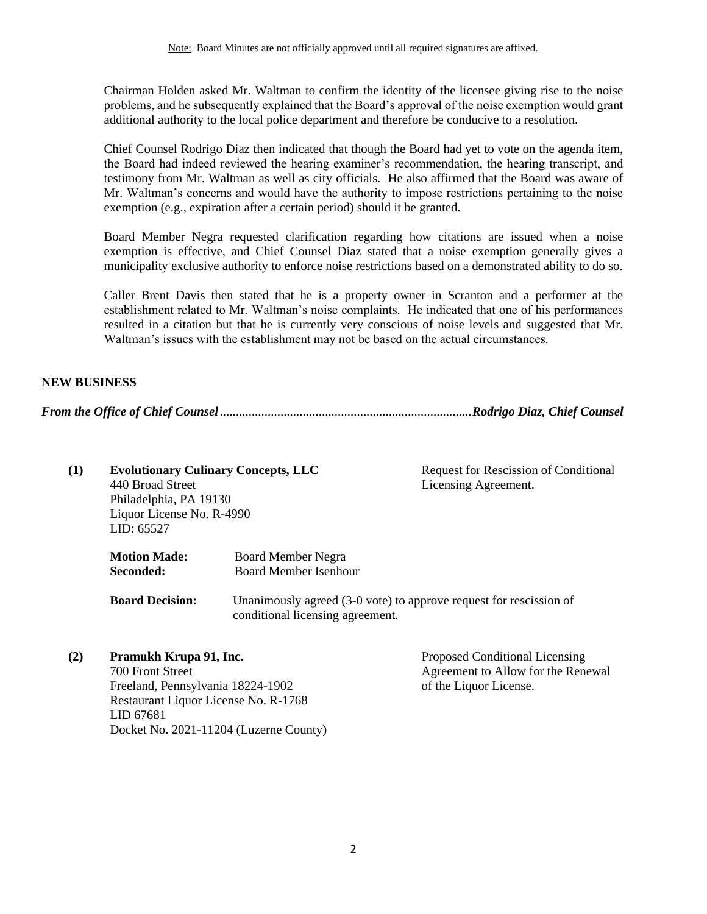Note: Board Minutes are not officially approved until all required signatures are affixed.

Chairman Holden asked Mr. Waltman to confirm the identity of the licensee giving rise to the noise problems, and he subsequently explained that the Board's approval of the noise exemption would grant additional authority to the local police department and therefore be conducive to a resolution.

Chief Counsel Rodrigo Diaz then indicated that though the Board had yet to vote on the agenda item, the Board had indeed reviewed the hearing examiner's recommendation, the hearing transcript, and testimony from Mr. Waltman as well as city officials. He also affirmed that the Board was aware of Mr. Waltman's concerns and would have the authority to impose restrictions pertaining to the noise exemption (e.g., expiration after a certain period) should it be granted.

Board Member Negra requested clarification regarding how citations are issued when a noise exemption is effective, and Chief Counsel Diaz stated that a noise exemption generally gives a municipality exclusive authority to enforce noise restrictions based on a demonstrated ability to do so.

Caller Brent Davis then stated that he is a property owner in Scranton and a performer at the establishment related to Mr. Waltman's noise complaints. He indicated that one of his performances resulted in a citation but that he is currently very conscious of noise levels and suggested that Mr. Waltman's issues with the establishment may not be based on the actual circumstances.

## NEW BUSINESS

***From the Office of Chief Counsel*** .............................................................................. ***Rodrigo Diaz, Chief Counsel***

**(1) Evolutionary Culinary Concepts, LLC**
440 Broad Street
Philadelphia, PA 19130
Liquor License No. R-4990
LID: 65527

Request for Rescission of Conditional Licensing Agreement.

**Motion Made:** Board Member Negra
**Seconded:** Board Member Isenhour

**Board Decision:** Unanimously agreed (3-0 vote) to approve request for rescission of conditional licensing agreement.

**(2) Pramukh Krupa 91, Inc.**
700 Front Street
Freeland, Pennsylvania 18224-1902
Restaurant Liquor License No. R-1768
LID 67681
Docket No. 2021-11204 (Luzerne County)

Proposed Conditional Licensing Agreement to Allow for the Renewal of the Liquor License.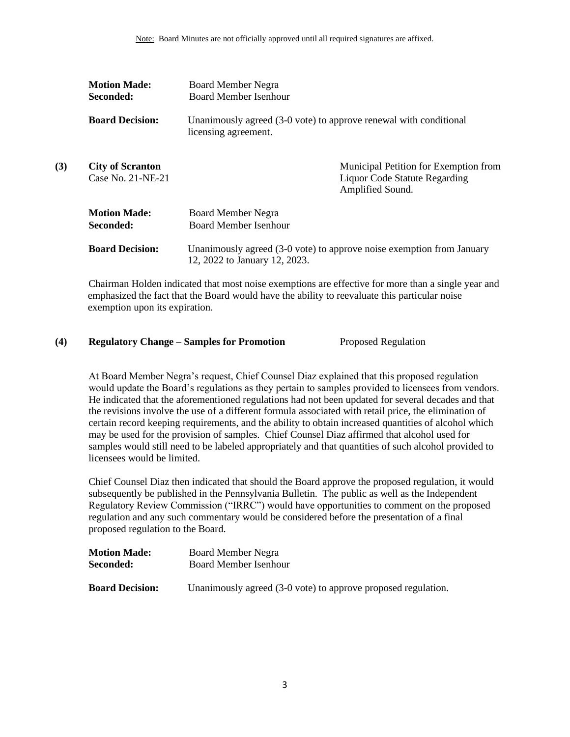Note: Board Minutes are not officially approved until all required signatures are affixed.

**Motion Made:** Board Member Negra
**Seconded:** Board Member Isenhour

**Board Decision:** Unanimously agreed (3-0 vote) to approve renewal with conditional licensing agreement.

**(3) City of Scranton**
Case No. 21-NE-21

Municipal Petition for Exemption from Liquor Code Statute Regarding Amplified Sound.

**Motion Made:** Board Member Negra
**Seconded:** Board Member Isenhour

**Board Decision:** Unanimously agreed (3-0 vote) to approve noise exemption from January 12, 2022 to January 12, 2023.

Chairman Holden indicated that most noise exemptions are effective for more than a single year and emphasized the fact that the Board would have the ability to reevaluate this particular noise exemption upon its expiration.

**(4) Regulatory Change – Samples for Promotion** Proposed Regulation

At Board Member Negra's request, Chief Counsel Diaz explained that this proposed regulation would update the Board's regulations as they pertain to samples provided to licensees from vendors. He indicated that the aforementioned regulations had not been updated for several decades and that the revisions involve the use of a different formula associated with retail price, the elimination of certain record keeping requirements, and the ability to obtain increased quantities of alcohol which may be used for the provision of samples. Chief Counsel Diaz affirmed that alcohol used for samples would still need to be labeled appropriately and that quantities of such alcohol provided to licensees would be limited.

Chief Counsel Diaz then indicated that should the Board approve the proposed regulation, it would subsequently be published in the Pennsylvania Bulletin. The public as well as the Independent Regulatory Review Commission ("IRRC") would have opportunities to comment on the proposed regulation and any such commentary would be considered before the presentation of a final proposed regulation to the Board.

**Motion Made:** Board Member Negra
**Seconded:** Board Member Isenhour

**Board Decision:** Unanimously agreed (3-0 vote) to approve proposed regulation.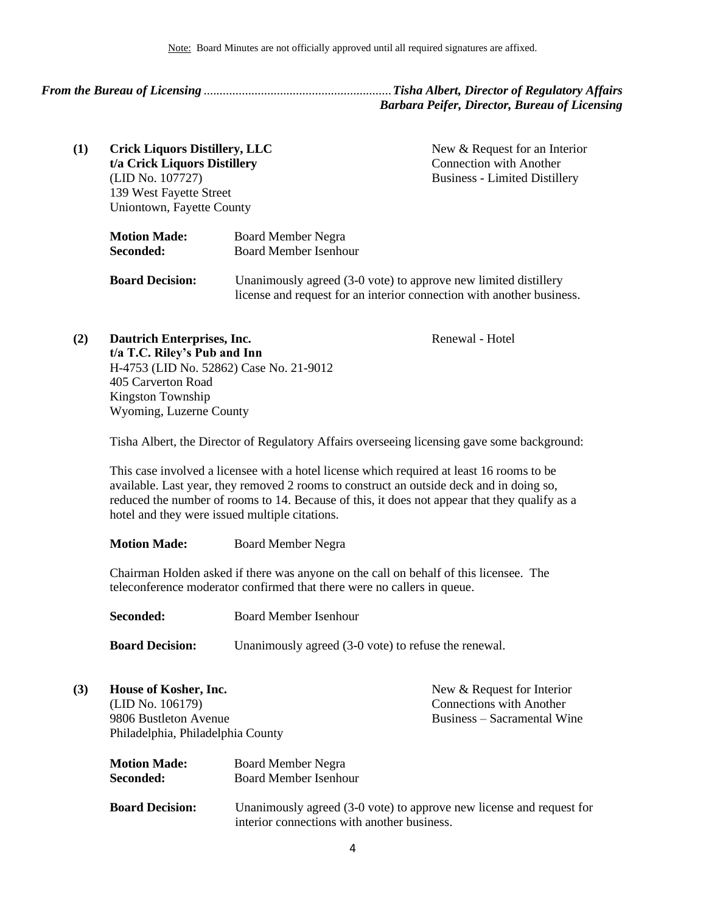Note: Board Minutes are not officially approved until all required signatures are affixed.

***From the Bureau of Licensing*** ........................................................... ***Tisha Albert, Director of Regulatory Affairs***
***Barbara Peifer, Director, Bureau of Licensing***

**(1) Crick Liquors Distillery, LLC**
**t/a Crick Liquors Distillery**
(LID No. 107727)
139 West Fayette Street
Uniontown, Fayette County

New & Request for an Interior Connection with Another Business - Limited Distillery

**Motion Made:** Board Member Negra
**Seconded:** Board Member Isenhour

**Board Decision:** Unanimously agreed (3-0 vote) to approve new limited distillery license and request for an interior connection with another business.

**(2) Dautrich Enterprises, Inc.**
**t/a T.C. Riley's Pub and Inn**
H-4753 (LID No. 52862) Case No. 21-9012
405 Carverton Road
Kingston Township
Wyoming, Luzerne County

Renewal - Hotel

Tisha Albert, the Director of Regulatory Affairs overseeing licensing gave some background:

This case involved a licensee with a hotel license which required at least 16 rooms to be available. Last year, they removed 2 rooms to construct an outside deck and in doing so, reduced the number of rooms to 14. Because of this, it does not appear that they qualify as a hotel and they were issued multiple citations.

**Motion Made:** Board Member Negra

Chairman Holden asked if there was anyone on the call on behalf of this licensee. The teleconference moderator confirmed that there were no callers in queue.

**Seconded:** Board Member Isenhour

**Board Decision:** Unanimously agreed (3-0 vote) to refuse the renewal.

**(3) House of Kosher, Inc.**
(LID No. 106179)
9806 Bustleton Avenue
Philadelphia, Philadelphia County

New & Request for Interior Connections with Another Business – Sacramental Wine

**Motion Made:** Board Member Negra
**Seconded:** Board Member Isenhour

**Board Decision:** Unanimously agreed (3-0 vote) to approve new license and request for interior connections with another business.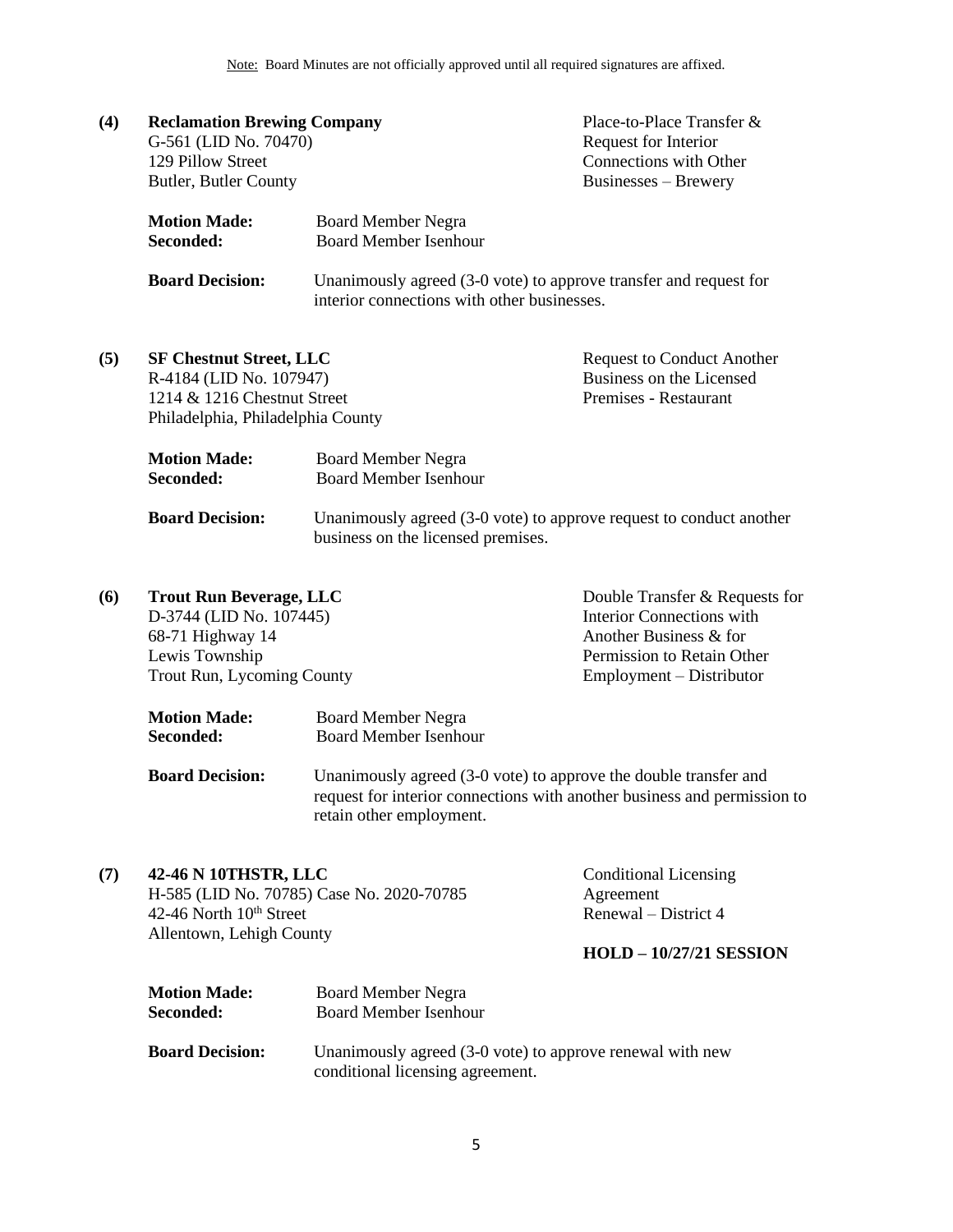Note: Board Minutes are not officially approved until all required signatures are affixed.

**(4) Reclamation Brewing Company**
G-561 (LID No. 70470)
129 Pillow Street
Butler, Butler County

Place-to-Place Transfer & Request for Interior Connections with Other Businesses – Brewery

**Motion Made:** Board Member Negra
**Seconded:** Board Member Isenhour

**Board Decision:** Unanimously agreed (3-0 vote) to approve transfer and request for interior connections with other businesses.

**(5) SF Chestnut Street, LLC**
R-4184 (LID No. 107947)
1214 & 1216 Chestnut Street
Philadelphia, Philadelphia County

Request to Conduct Another Business on the Licensed Premises - Restaurant

**Motion Made:** Board Member Negra
**Seconded:** Board Member Isenhour

**Board Decision:** Unanimously agreed (3-0 vote) to approve request to conduct another business on the licensed premises.

**(6) Trout Run Beverage, LLC**
D-3744 (LID No. 107445)
68-71 Highway 14
Lewis Township
Trout Run, Lycoming County

Double Transfer & Requests for Interior Connections with Another Business & for Permission to Retain Other Employment – Distributor

**Motion Made:** Board Member Negra
**Seconded:** Board Member Isenhour

**Board Decision:** Unanimously agreed (3-0 vote) to approve the double transfer and request for interior connections with another business and permission to retain other employment.

**(7) 42-46 N 10THSTR, LLC**
H-585 (LID No. 70785) Case No. 2020-70785
42-46 North 10th Street
Allentown, Lehigh County

Conditional Licensing Agreement Renewal – District 4

**HOLD – 10/27/21 SESSION**

**Motion Made:** Board Member Negra
**Seconded:** Board Member Isenhour

**Board Decision:** Unanimously agreed (3-0 vote) to approve renewal with new conditional licensing agreement.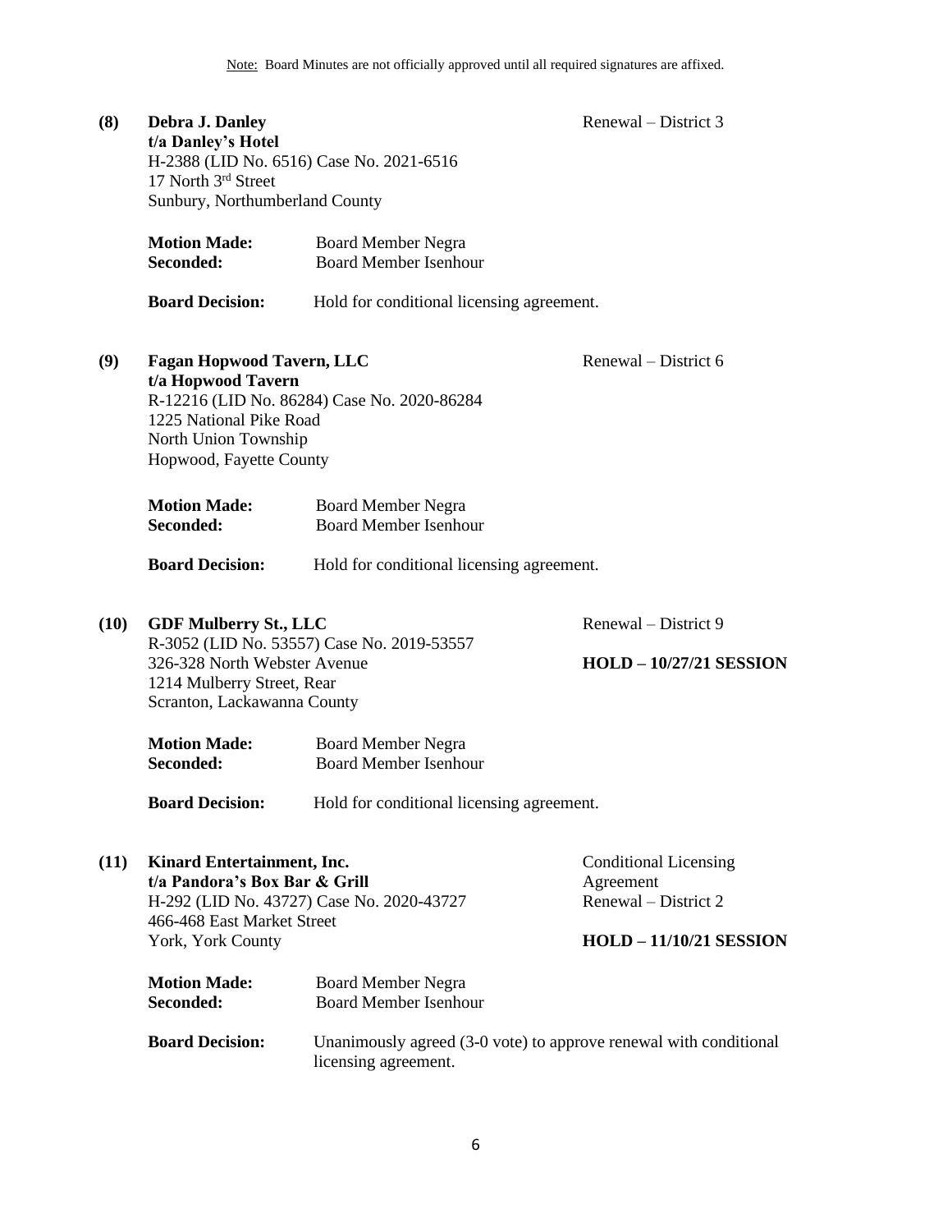Note: Board Minutes are not officially approved until all required signatures are affixed.

**(8) Debra J. Danley** Renewal – District 3
**t/a Danley's Hotel**
H-2388 (LID No. 6516) Case No. 2021-6516
17 North 3rd Street
Sunbury, Northumberland County

**Motion Made:** Board Member Negra
**Seconded:** Board Member Isenhour

**Board Decision:** Hold for conditional licensing agreement.

**(9) Fagan Hopwood Tavern, LLC** Renewal – District 6
**t/a Hopwood Tavern**
R-12216 (LID No. 86284) Case No. 2020-86284
1225 National Pike Road
North Union Township
Hopwood, Fayette County

**Motion Made:** Board Member Negra
**Seconded:** Board Member Isenhour

**Board Decision:** Hold for conditional licensing agreement.

**(10) GDF Mulberry St., LLC** Renewal – District 9
R-3052 (LID No. 53557) Case No. 2019-53557
326-328 North Webster Avenue **HOLD – 10/27/21 SESSION**
1214 Mulberry Street, Rear
Scranton, Lackawanna County

**Motion Made:** Board Member Negra
**Seconded:** Board Member Isenhour

**Board Decision:** Hold for conditional licensing agreement.

**(11) Kinard Entertainment, Inc.** Conditional Licensing Agreement
**t/a Pandora's Box Bar & Grill** Renewal – District 2
H-292 (LID No. 43727) Case No. 2020-43727
466-468 East Market Street
York, York County **HOLD – 11/10/21 SESSION**

**Motion Made:** Board Member Negra
**Seconded:** Board Member Isenhour

**Board Decision:** Unanimously agreed (3-0 vote) to approve renewal with conditional licensing agreement.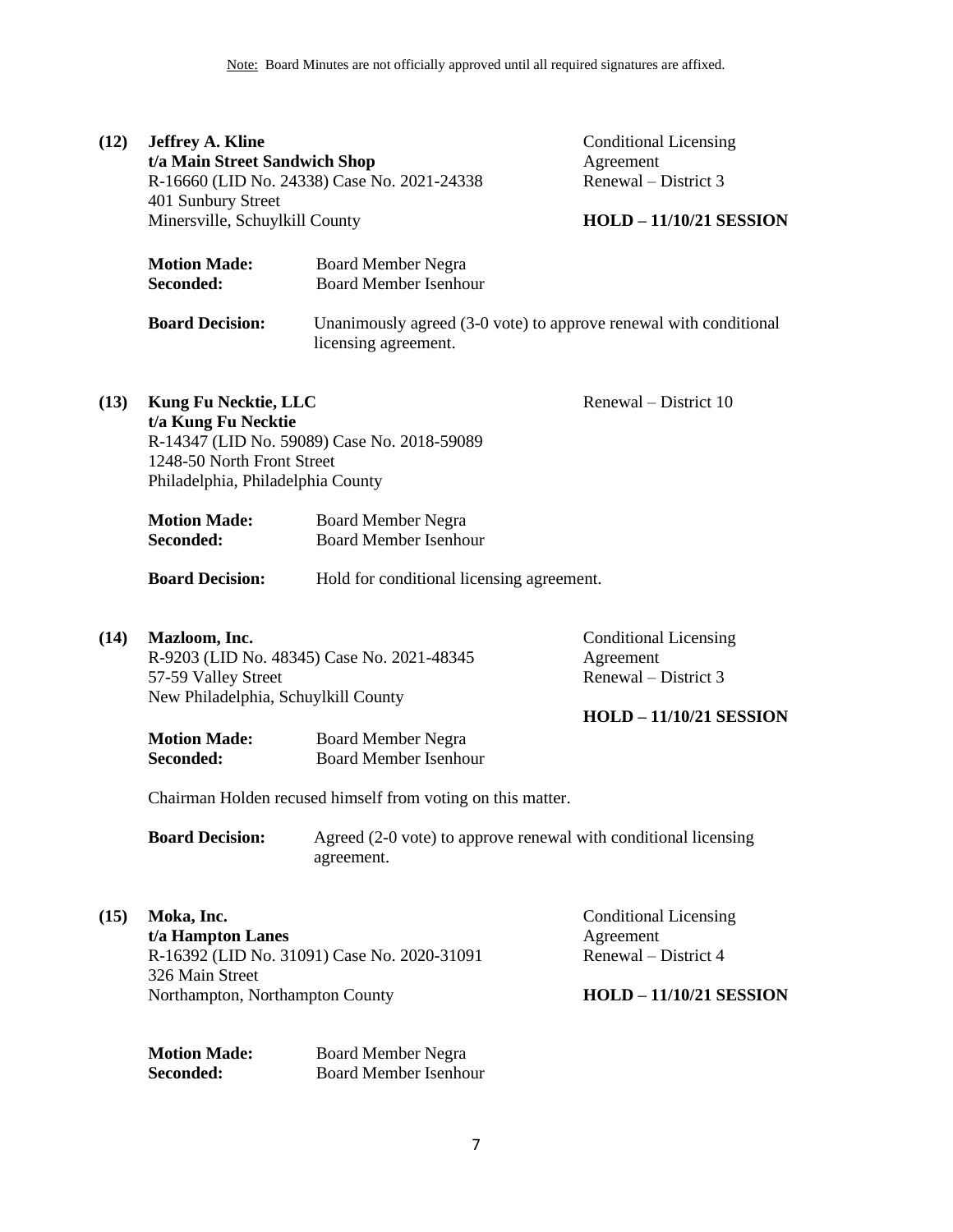Note: Board Minutes are not officially approved until all required signatures are affixed.

**(12) Jeffrey A. Kline**
**t/a Main Street Sandwich Shop**
R-16660 (LID No. 24338) Case No. 2021-24338
401 Sunbury Street
Minersville, Schuylkill County

Conditional Licensing Agreement
Renewal – District 3

**HOLD – 11/10/21 SESSION**

**Motion Made:** Board Member Negra
**Seconded:** Board Member Isenhour

**Board Decision:** Unanimously agreed (3-0 vote) to approve renewal with conditional licensing agreement.

**(13) Kung Fu Necktie, LLC**
**t/a Kung Fu Necktie**
R-14347 (LID No. 59089) Case No. 2018-59089
1248-50 North Front Street
Philadelphia, Philadelphia County

Renewal – District 10

**Motion Made:** Board Member Negra
**Seconded:** Board Member Isenhour

**Board Decision:** Hold for conditional licensing agreement.

**(14) Mazloom, Inc.**
R-9203 (LID No. 48345) Case No. 2021-48345
57-59 Valley Street
New Philadelphia, Schuylkill County

Conditional Licensing Agreement
Renewal – District 3

**HOLD – 11/10/21 SESSION**

**Motion Made:** Board Member Negra
**Seconded:** Board Member Isenhour

Chairman Holden recused himself from voting on this matter.

**Board Decision:** Agreed (2-0 vote) to approve renewal with conditional licensing agreement.

**(15) Moka, Inc.**
**t/a Hampton Lanes**
R-16392 (LID No. 31091) Case No. 2020-31091
326 Main Street
Northampton, Northampton County

Conditional Licensing Agreement
Renewal – District 4

**HOLD – 11/10/21 SESSION**

**Motion Made:** Board Member Negra
**Seconded:** Board Member Isenhour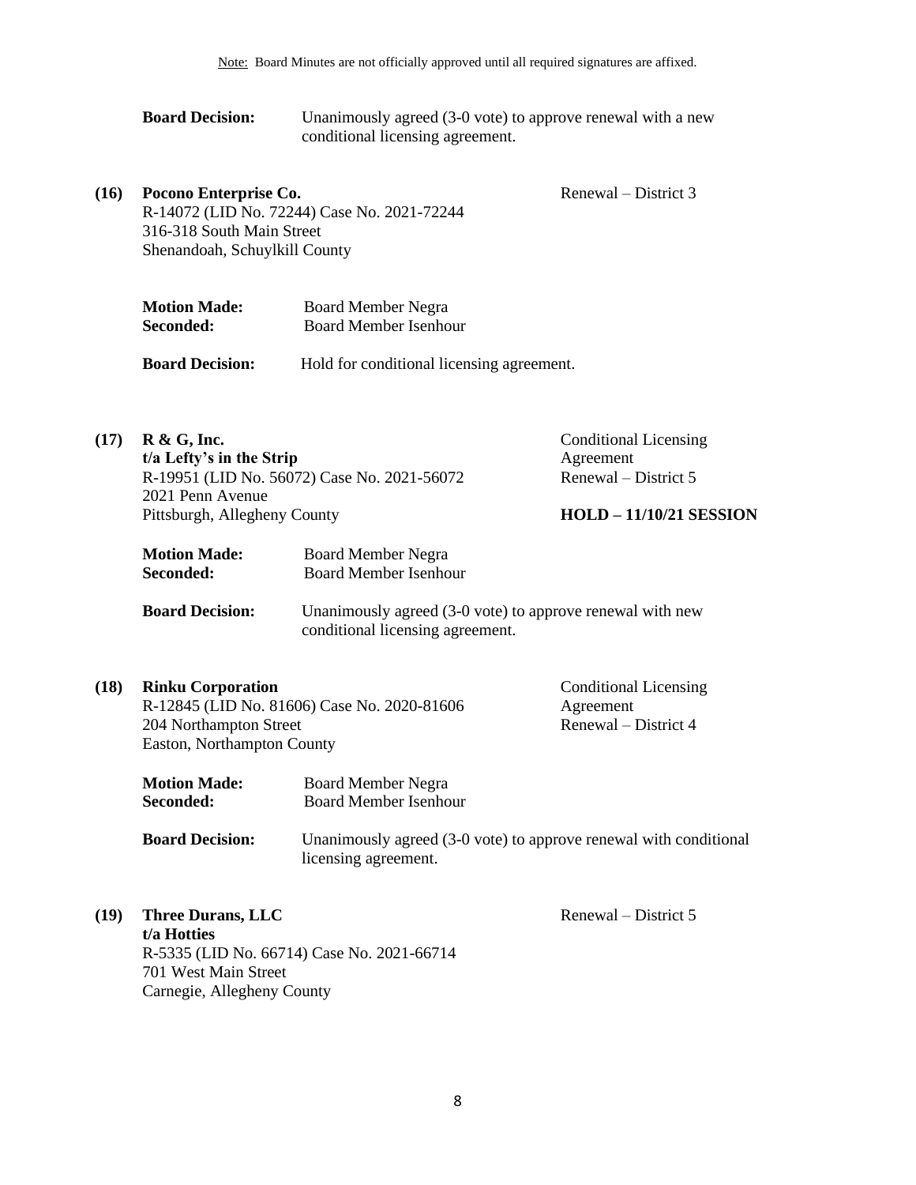Note: Board Minutes are not officially approved until all required signatures are affixed.

**Board Decision:** Unanimously agreed (3-0 vote) to approve renewal with a new conditional licensing agreement.

**(16) Pocono Enterprise Co.**
Renewal – District 3
R-14072 (LID No. 72244) Case No. 2021-72244
316-318 South Main Street
Shenandoah, Schuylkill County

**Motion Made:** Board Member Negra
**Seconded:** Board Member Isenhour

**Board Decision:** Hold for conditional licensing agreement.

**(17) R & G, Inc.**
**t/a Lefty's in the Strip**
Conditional Licensing Agreement Renewal – District 5
R-19951 (LID No. 56072) Case No. 2021-56072
2021 Penn Avenue
Pittsburgh, Allegheny County

**HOLD – 11/10/21 SESSION**

**Motion Made:** Board Member Negra
**Seconded:** Board Member Isenhour

**Board Decision:** Unanimously agreed (3-0 vote) to approve renewal with new conditional licensing agreement.

**(18) Rinku Corporation**
Conditional Licensing Agreement Renewal – District 4
R-12845 (LID No. 81606) Case No. 2020-81606
204 Northampton Street
Easton, Northampton County

**Motion Made:** Board Member Negra
**Seconded:** Board Member Isenhour

**Board Decision:** Unanimously agreed (3-0 vote) to approve renewal with conditional licensing agreement.

**(19) Three Durans, LLC**
**t/a Hotties**
Renewal – District 5
R-5335 (LID No. 66714) Case No. 2021-66714
701 West Main Street
Carnegie, Allegheny County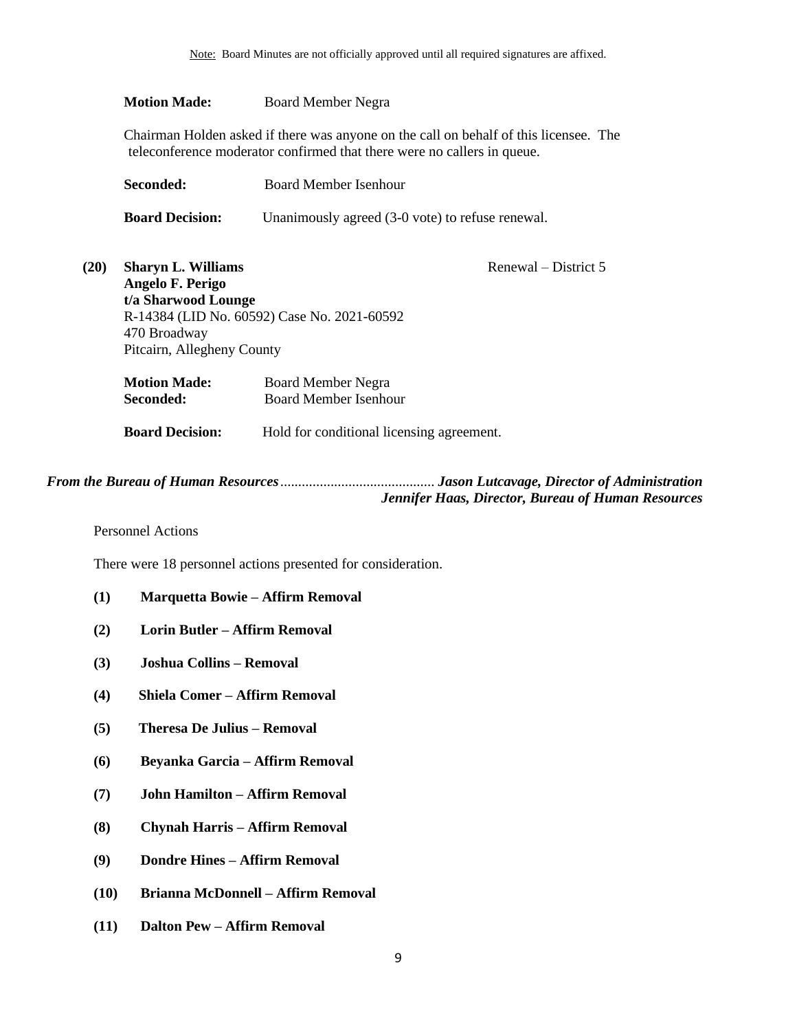Note: Board Minutes are not officially approved until all required signatures are affixed.

**Motion Made:** Board Member Negra

Chairman Holden asked if there was anyone on the call on behalf of this licensee. The teleconference moderator confirmed that there were no callers in queue.

**Seconded:** Board Member Isenhour

**Board Decision:** Unanimously agreed (3-0 vote) to refuse renewal.

**(20) Sharyn L. Williams** Renewal – District 5
**Angelo F. Perigo**
**t/a Sharwood Lounge**
R-14384 (LID No. 60592) Case No. 2021-60592
470 Broadway
Pitcairn, Allegheny County

**Motion Made:** Board Member Negra
**Seconded:** Board Member Isenhour

**Board Decision:** Hold for conditional licensing agreement.

***From the Bureau of Human Resources*** ........................................... ***Jason Lutcavage, Director of Administration***
***Jennifer Haas, Director, Bureau of Human Resources***

Personnel Actions

There were 18 personnel actions presented for consideration.

**(1) Marquetta Bowie – Affirm Removal**

**(2) Lorin Butler – Affirm Removal**

**(3) Joshua Collins – Removal**

**(4) Shiela Comer – Affirm Removal**

**(5) Theresa De Julius – Removal**

**(6) Beyanka Garcia – Affirm Removal**

**(7) John Hamilton – Affirm Removal**

**(8) Chynah Harris – Affirm Removal**

**(9) Dondre Hines – Affirm Removal**

**(10) Brianna McDonnell – Affirm Removal**

**(11) Dalton Pew – Affirm Removal**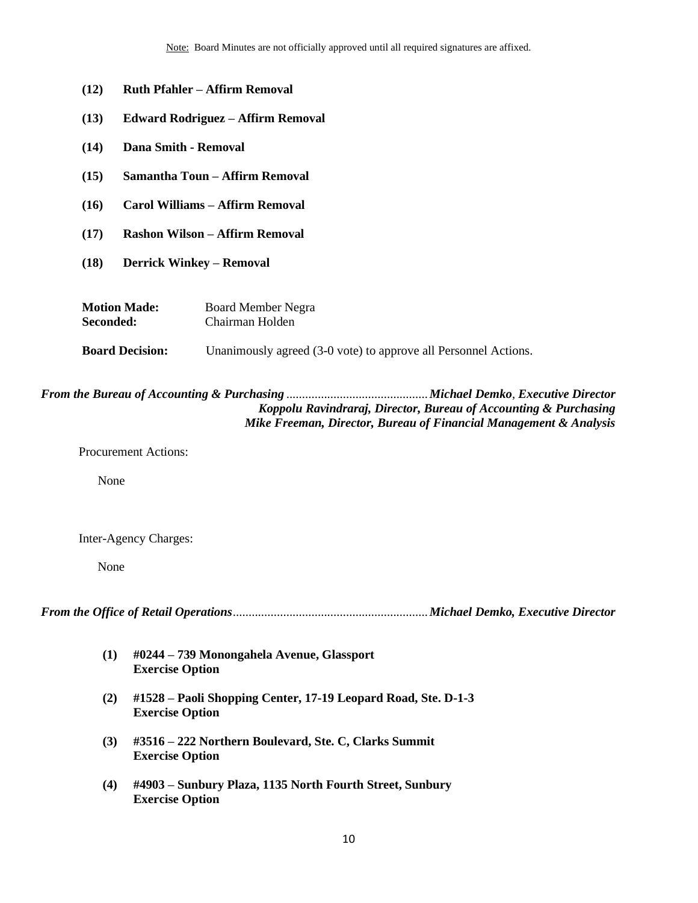Note: Board Minutes are not officially approved until all required signatures are affixed.

**(12) Ruth Pfahler – Affirm Removal**

**(13) Edward Rodriguez – Affirm Removal**

**(14) Dana Smith - Removal**

**(15) Samantha Toun – Affirm Removal**

**(16) Carol Williams – Affirm Removal**

**(17) Rashon Wilson – Affirm Removal**

**(18) Derrick Winkey – Removal**

**Motion Made:** Board Member Negra
**Seconded:** Chairman Holden

**Board Decision:** Unanimously agreed (3-0 vote) to approve all Personnel Actions.

***From the Bureau of Accounting & Purchasing*** ............................................ ***Michael Demko*, *Executive Director***
***Koppolu Ravindraraj, Director, Bureau of Accounting & Purchasing***
***Mike Freeman, Director, Bureau of Financial Management & Analysis***

Procurement Actions:

None

Inter-Agency Charges:

None

***From the Office of Retail Operations*** ............................................................. ***Michael Demko, Executive Director***

**(1) #0244 – 739 Monongahela Avenue, Glassport**
**Exercise Option**

**(2) #1528 – Paoli Shopping Center, 17-19 Leopard Road, Ste. D-1-3**
**Exercise Option**

**(3) #3516 – 222 Northern Boulevard, Ste. C, Clarks Summit**
**Exercise Option**

**(4) #4903 – Sunbury Plaza, 1135 North Fourth Street, Sunbury**
**Exercise Option**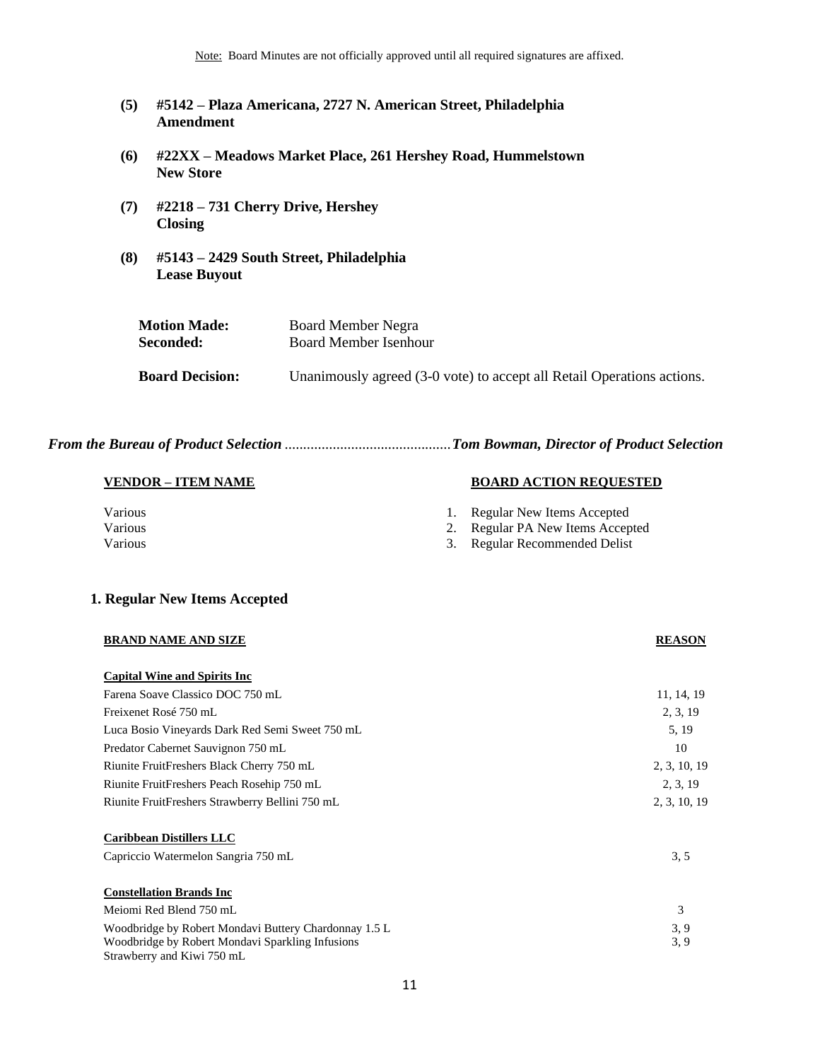Note: Board Minutes are not officially approved until all required signatures are affixed.

**(5) #5142 – Plaza Americana, 2727 N. American Street, Philadelphia**
**Amendment**

**(6) #22XX – Meadows Market Place, 261 Hershey Road, Hummelstown**
**New Store**

**(7) #2218 – 731 Cherry Drive, Hershey**
**Closing**

**(8) #5143 – 2429 South Street, Philadelphia**
**Lease Buyout**

**Motion Made:** Board Member Negra
**Seconded:** Board Member Isenhour

**Board Decision:** Unanimously agreed (3-0 vote) to accept all Retail Operations actions.

***From the Bureau of Product Selection*** ............................................***Tom Bowman, Director of Product Selection***

| VENDOR – ITEM NAME | BOARD ACTION REQUESTED |
|---|---|
| Various | 1. Regular New Items Accepted |
| Various | 2. Regular PA New Items Accepted |
| Various | 3. Regular Recommended Delist |

## 1. Regular New Items Accepted

| BRAND NAME AND SIZE | REASON |
|---|---|
| **Capital Wine and Spirits Inc** | |
| Farena Soave Classico DOC 750 mL | 11, 14, 19 |
| Freixenet Rosé 750 mL | 2, 3, 19 |
| Luca Bosio Vineyards Dark Red Semi Sweet 750 mL | 5, 19 |
| Predator Cabernet Sauvignon 750 mL | 10 |
| Riunite FruitFreshers Black Cherry 750 mL | 2, 3, 10, 19 |
| Riunite FruitFreshers Peach Rosehip 750 mL | 2, 3, 19 |
| Riunite FruitFreshers Strawberry Bellini 750 mL | 2, 3, 10, 19 |
| **Caribbean Distillers LLC** | |
| Capriccio Watermelon Sangria 750 mL | 3, 5 |
| **Constellation Brands Inc** | |
| Meiomi Red Blend 750 mL | 3 |
| Woodbridge by Robert Mondavi Buttery Chardonnay 1.5 L | 3, 9 |
| Woodbridge by Robert Mondavi Sparkling Infusions Strawberry and Kiwi 750 mL | 3, 9 |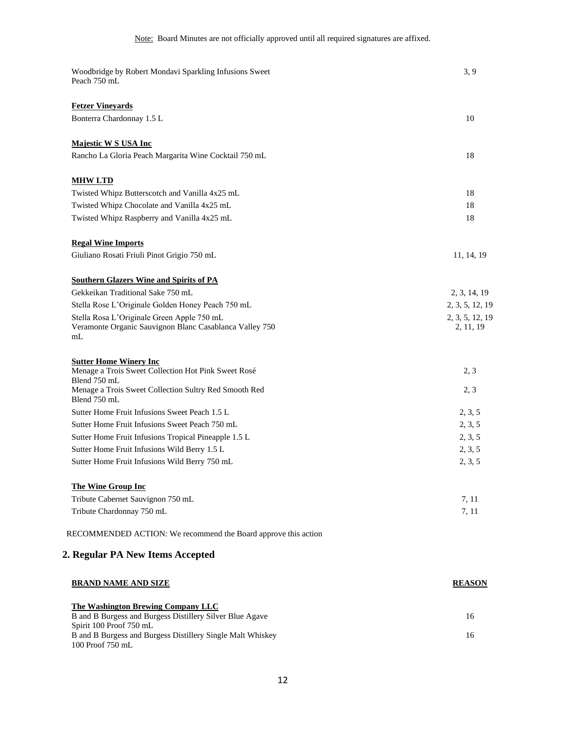Note: Board Minutes are not officially approved until all required signatures are affixed.

| | |
|---|---|
| Woodbridge by Robert Mondavi Sparkling Infusions Sweet Peach 750 mL | 3, 9 |
| **Fetzer Vineyards** | |
| Bonterra Chardonnay 1.5 L | 10 |
| **Majestic W S USA Inc** | |
| Rancho La Gloria Peach Margarita Wine Cocktail 750 mL | 18 |
| **MHW LTD** | |
| Twisted Whipz Butterscotch and Vanilla 4x25 mL | 18 |
| Twisted Whipz Chocolate and Vanilla 4x25 mL | 18 |
| Twisted Whipz Raspberry and Vanilla 4x25 mL | 18 |
| **Regal Wine Imports** | |
| Giuliano Rosati Friuli Pinot Grigio 750 mL | 11, 14, 19 |
| **Southern Glazers Wine and Spirits of PA** | |
| Gekkeikan Traditional Sake 750 mL | 2, 3, 14, 19 |
| Stella Rose L'Originale Golden Honey Peach 750 mL | 2, 3, 5, 12, 19 |
| Stella Rosa L'Originale Green Apple 750 mL | 2, 3, 5, 12, 19 |
| Veramonte Organic Sauvignon Blanc Casablanca Valley 750 mL | 2, 11, 19 |
| **Sutter Home Winery Inc** | |
| Menage a Trois Sweet Collection Hot Pink Sweet Rosé Blend 750 mL | 2, 3 |
| Menage a Trois Sweet Collection Sultry Red Smooth Red Blend 750 mL | 2, 3 |
| Sutter Home Fruit Infusions Sweet Peach 1.5 L | 2, 3, 5 |
| Sutter Home Fruit Infusions Sweet Peach 750 mL | 2, 3, 5 |
| Sutter Home Fruit Infusions Tropical Pineapple 1.5 L | 2, 3, 5 |
| Sutter Home Fruit Infusions Wild Berry 1.5 L | 2, 3, 5 |
| Sutter Home Fruit Infusions Wild Berry 750 mL | 2, 3, 5 |
| **The Wine Group Inc** | |
| Tribute Cabernet Sauvignon 750 mL | 7, 11 |
| Tribute Chardonnay 750 mL | 7, 11 |

RECOMMENDED ACTION: We recommend the Board approve this action

## 2. Regular PA New Items Accepted

| BRAND NAME AND SIZE | REASON |
|---|---|
| **The Washington Brewing Company LLC** | |
| B and B Burgess and Burgess Distillery Silver Blue Agave Spirit 100 Proof 750 mL | 16 |
| B and B Burgess and Burgess Distillery Single Malt Whiskey 100 Proof 750 mL | 16 |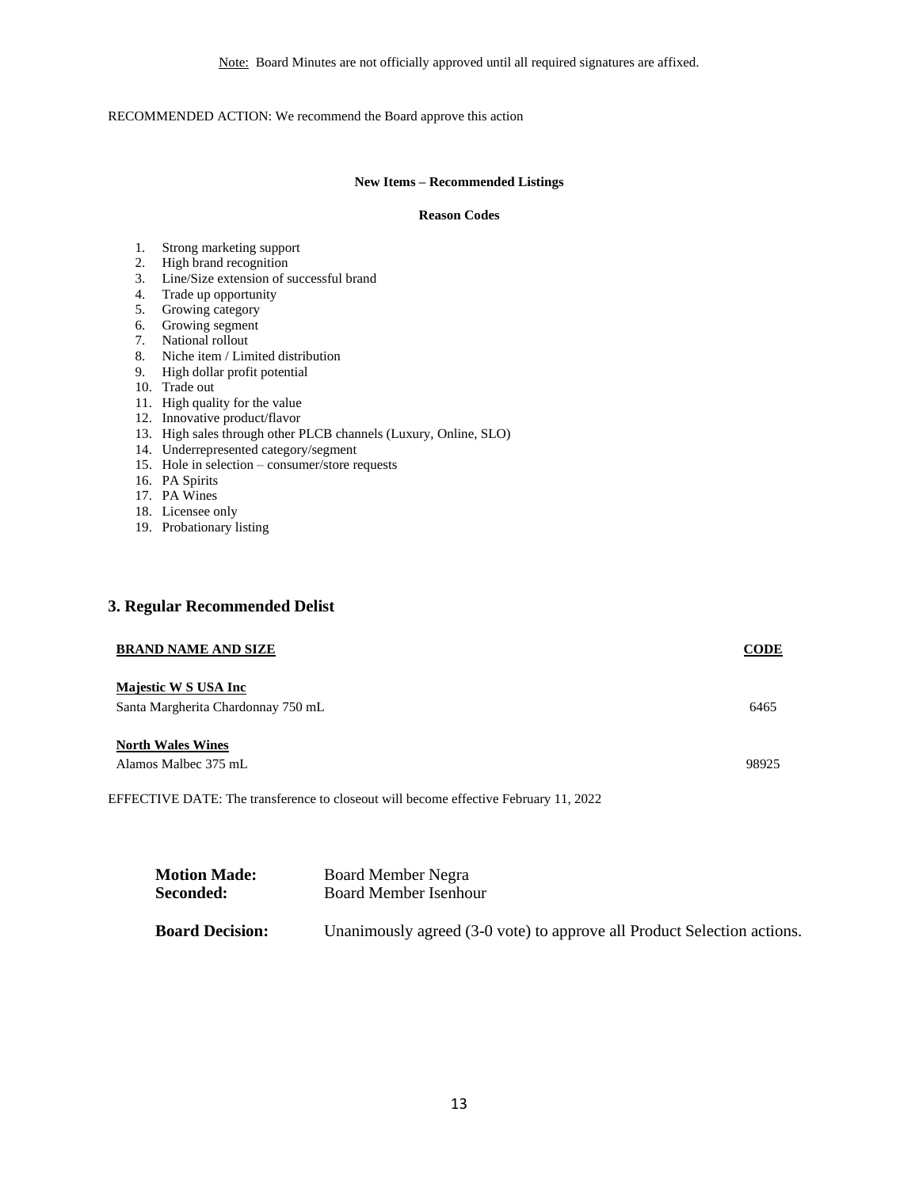Note: Board Minutes are not officially approved until all required signatures are affixed.

RECOMMENDED ACTION: We recommend the Board approve this action

**New Items – Recommended Listings**

**Reason Codes**

1. Strong marketing support
2. High brand recognition
3. Line/Size extension of successful brand
4. Trade up opportunity
5. Growing category
6. Growing segment
7. National rollout
8. Niche item / Limited distribution
9. High dollar profit potential
10. Trade out
11. High quality for the value
12. Innovative product/flavor
13. High sales through other PLCB channels (Luxury, Online, SLO)
14. Underrepresented category/segment
15. Hole in selection – consumer/store requests
16. PA Spirits
17. PA Wines
18. Licensee only
19. Probationary listing

## 3. Regular Recommended Delist

| BRAND NAME AND SIZE | CODE |
|---|---|
| **Majestic W S USA Inc** | |
| Santa Margherita Chardonnay 750 mL | 6465 |
| **North Wales Wines** | |
| Alamos Malbec 375 mL | 98925 |

EFFECTIVE DATE: The transference to closeout will become effective February 11, 2022

**Motion Made:** Board Member Negra
**Seconded:** Board Member Isenhour

**Board Decision:** Unanimously agreed (3-0 vote) to approve all Product Selection actions.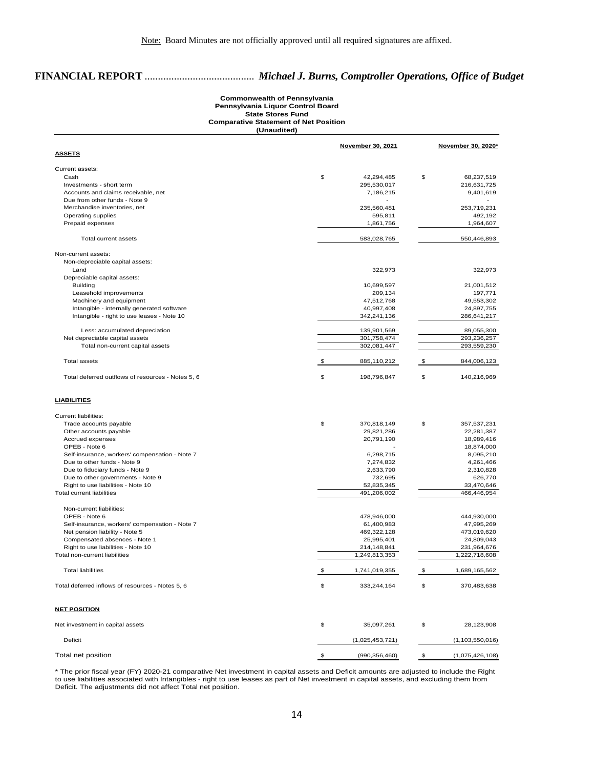Note: Board Minutes are not officially approved until all required signatures are affixed.

# FINANCIAL REPORT ......................................... *Michael J. Burns, Comptroller Operations, Office of Budget*

**Commonwealth of Pennsylvania**
**Pennsylvania Liquor Control Board**
**State Stores Fund**
**Comparative Statement of Net Position**
**(Unaudited)**

| | November 30, 2021 | November 30, 2020* |
|---|---|---|
| **ASSETS** | | |
| Current assets: | | |
| Cash | $ 42,294,485 | $ 68,237,519 |
| Investments - short term | 295,530,017 | 216,631,725 |
| Accounts and claims receivable, net | 7,186,215 | 9,401,619 |
| Due from other funds - Note 9 | - | - |
| Merchandise inventories, net | 235,560,481 | 253,719,231 |
| Operating supplies | 595,811 | 492,192 |
| Prepaid expenses | 1,861,756 | 1,964,607 |
| Total current assets | 583,028,765 | 550,446,893 |
| Non-current assets: | | |
| Non-depreciable capital assets: | | |
| Land | 322,973 | 322,973 |
| Depreciable capital assets: | | |
| Building | 10,699,597 | 21,001,512 |
| Leasehold improvements | 209,134 | 197,771 |
| Machinery and equipment | 47,512,768 | 49,553,302 |
| Intangible - internally generated software | 40,997,408 | 24,897,755 |
| Intangible - right to use leases - Note 10 | 342,241,136 | 286,641,217 |
| Less: accumulated depreciation | 139,901,569 | 89,055,300 |
| Net depreciable capital assets | 301,758,474 | 293,236,257 |
| Total non-current capital assets | 302,081,447 | 293,559,230 |
| Total assets | $ 885,110,212 | $ 844,006,123 |
| Total deferred outflows of resources - Notes 5, 6 | $ 198,796,847 | $ 140,216,969 |
| **LIABILITIES** | | |
| Current liabilities: | | |
| Trade accounts payable | $ 370,818,149 | $ 357,537,231 |
| Other accounts payable | 29,821,286 | 22,281,387 |
| Accrued expenses | 20,791,190 | 18,989,416 |
| OPEB - Note 6 | - | 18,874,000 |
| Self-insurance, workers' compensation - Note 7 | 6,298,715 | 8,095,210 |
| Due to other funds - Note 9 | 7,274,832 | 4,261,466 |
| Due to fiduciary funds - Note 9 | 2,633,790 | 2,310,828 |
| Due to other governments - Note 9 | 732,695 | 626,770 |
| Right to use liabilities - Note 10 | 52,835,345 | 33,470,646 |
| Total current liabilities | 491,206,002 | 466,446,954 |
| Non-current liabilities: | | |
| OPEB - Note 6 | 478,946,000 | 444,930,000 |
| Self-insurance, workers' compensation - Note 7 | 61,400,983 | 47,995,269 |
| Net pension liability - Note 5 | 469,322,128 | 473,019,620 |
| Compensated absences - Note 1 | 25,995,401 | 24,809,043 |
| Right to use liabilities - Note 10 | 214,148,841 | 231,964,676 |
| Total non-current liabilities | 1,249,813,353 | 1,222,718,608 |
| Total liabilities | $ 1,741,019,355 | $ 1,689,165,562 |
| Total deferred inflows of resources - Notes 5, 6 | $ 333,244,164 | $ 370,483,638 |
| **NET POSITION** | | |
| Net investment in capital assets | $ 35,097,261 | $ 28,123,908 |
| Deficit | (1,025,453,721) | (1,103,550,016) |
| Total net position | $ (990,356,460) | $ (1,075,426,108) |

\* The prior fiscal year (FY) 2020-21 comparative Net investment in capital assets and Deficit amounts are adjusted to include the Right to use liabilities associated with Intangibles - right to use leases as part of Net investment in capital assets, and excluding them from Deficit. The adjustments did not affect Total net position.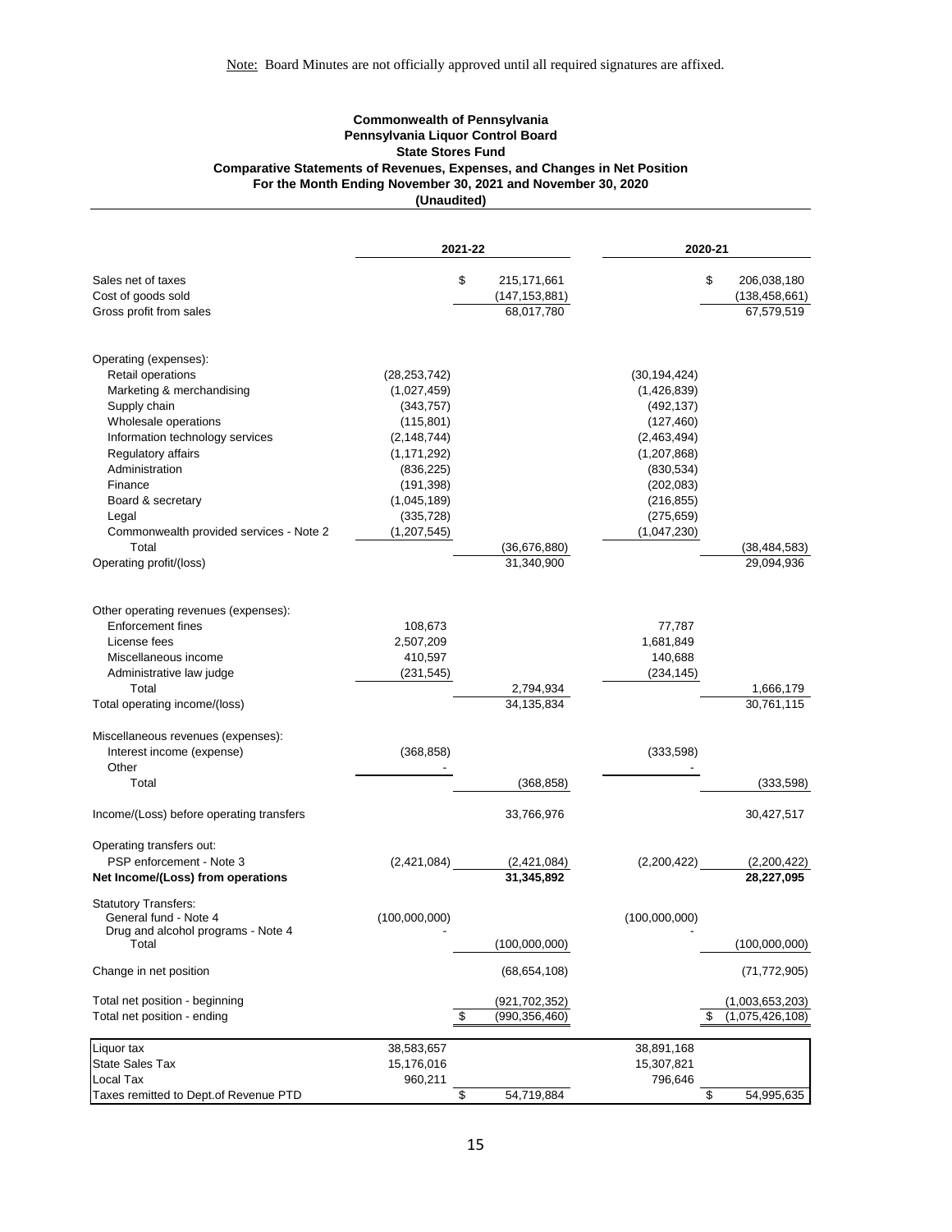Note: Board Minutes are not officially approved until all required signatures are affixed.

**Commonwealth of Pennsylvania**
**Pennsylvania Liquor Control Board**
**State Stores Fund**
**Comparative Statements of Revenues, Expenses, and Changes in Net Position**
**For the Month Ending November 30, 2021 and November 30, 2020**
**(Unaudited)**

| | 2021-22 | | 2020-21 | |
|---|---|---|---|---|
| Sales net of taxes | | $ 215,171,661 | | $ 206,038,180 |
| Cost of goods sold | | (147,153,881) | | (138,458,661) |
| Gross profit from sales | | 68,017,780 | | 67,579,519 |
| | | | | |
| Operating (expenses): | | | | |
| Retail operations | (28,253,742) | | (30,194,424) | |
| Marketing & merchandising | (1,027,459) | | (1,426,839) | |
| Supply chain | (343,757) | | (492,137) | |
| Wholesale operations | (115,801) | | (127,460) | |
| Information technology services | (2,148,744) | | (2,463,494) | |
| Regulatory affairs | (1,171,292) | | (1,207,868) | |
| Administration | (836,225) | | (830,534) | |
| Finance | (191,398) | | (202,083) | |
| Board & secretary | (1,045,189) | | (216,855) | |
| Legal | (335,728) | | (275,659) | |
| Commonwealth provided services - Note 2 | (1,207,545) | | (1,047,230) | |
| Total | | (36,676,880) | | (38,484,583) |
| Operating profit/(loss) | | 31,340,900 | | 29,094,936 |
| | | | | |
| Other operating revenues (expenses): | | | | |
| Enforcement fines | 108,673 | | 77,787 | |
| License fees | 2,507,209 | | 1,681,849 | |
| Miscellaneous income | 410,597 | | 140,688 | |
| Administrative law judge | (231,545) | | (234,145) | |
| Total | | 2,794,934 | | 1,666,179 |
| Total operating income/(loss) | | 34,135,834 | | 30,761,115 |
| | | | | |
| Miscellaneous revenues (expenses): | | | | |
| Interest income (expense) | (368,858) | | (333,598) | |
| Other | - | | - | |
| Total | | (368,858) | | (333,598) |
| | | | | |
| Income/(Loss) before operating transfers | | 33,766,976 | | 30,427,517 |
| | | | | |
| Operating transfers out: | | | | |
| PSP enforcement - Note 3 | (2,421,084) | (2,421,084) | (2,200,422) | (2,200,422) |
| **Net Income/(Loss) from operations** | | **31,345,892** | | **28,227,095** |
| | | | | |
| Statutory Transfers: | | | | |
| General fund - Note 4 | (100,000,000) | | (100,000,000) | |
| Drug and alcohol programs - Note 4 | - | | - | |
| Total | | (100,000,000) | | (100,000,000) |
| | | | | |
| Change in net position | | (68,654,108) | | (71,772,905) |
| | | | | |
| Total net position - beginning | | (921,702,352) | | (1,003,653,203) |
| Total net position - ending | | $ (990,356,460) | | $ (1,075,426,108) |
| | | | | |
| Liquor tax | 38,583,657 | | 38,891,168 | |
| State Sales Tax | 15,176,016 | | 15,307,821 | |
| Local Tax | 960,211 | | 796,646 | |
| Taxes remitted to Dept.of Revenue PTD | | $ 54,719,884 | | $ 54,995,635 |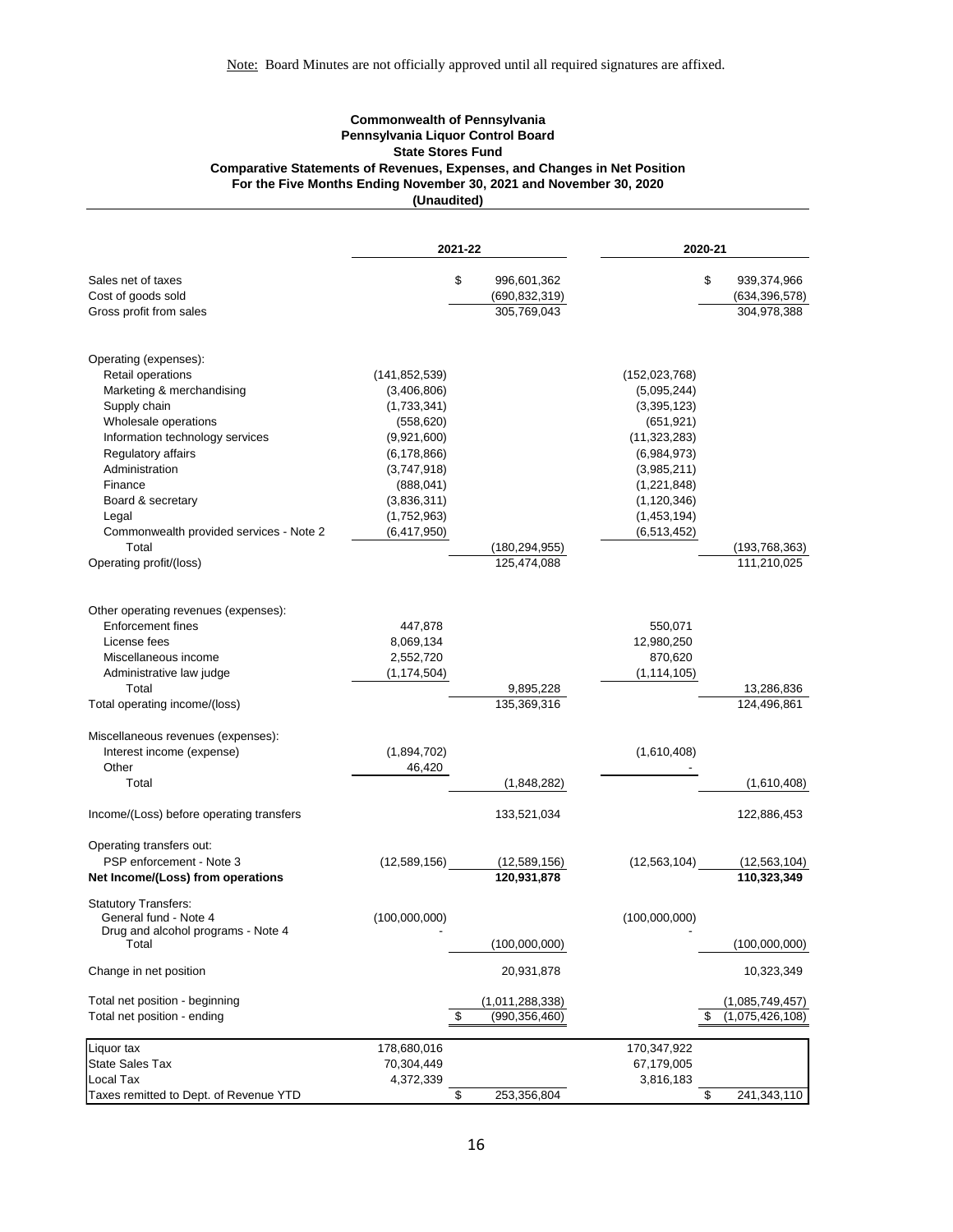Note: Board Minutes are not officially approved until all required signatures are affixed.

**Commonwealth of Pennsylvania**
**Pennsylvania Liquor Control Board**
**State Stores Fund**
**Comparative Statements of Revenues, Expenses, and Changes in Net Position**
**For the Five Months Ending November 30, 2021 and November 30, 2020**
**(Unaudited)**

| | 2021-22 | | 2020-21 | |
|---|---|---|---|---|
| Sales net of taxes | | $ 996,601,362 | | $ 939,374,966 |
| Cost of goods sold | | (690,832,319) | | (634,396,578) |
| Gross profit from sales | | 305,769,043 | | 304,978,388 |
| | | | | |
| Operating (expenses): | | | | |
| Retail operations | (141,852,539) | | (152,023,768) | |
| Marketing & merchandising | (3,406,806) | | (5,095,244) | |
| Supply chain | (1,733,341) | | (3,395,123) | |
| Wholesale operations | (558,620) | | (651,921) | |
| Information technology services | (9,921,600) | | (11,323,283) | |
| Regulatory affairs | (6,178,866) | | (6,984,973) | |
| Administration | (3,747,918) | | (3,985,211) | |
| Finance | (888,041) | | (1,221,848) | |
| Board & secretary | (3,836,311) | | (1,120,346) | |
| Legal | (1,752,963) | | (1,453,194) | |
| Commonwealth provided services - Note 2 | (6,417,950) | | (6,513,452) | |
| Total | | (180,294,955) | | (193,768,363) |
| Operating profit/(loss) | | 125,474,088 | | 111,210,025 |
| | | | | |
| Other operating revenues (expenses): | | | | |
| Enforcement fines | 447,878 | | 550,071 | |
| License fees | 8,069,134 | | 12,980,250 | |
| Miscellaneous income | 2,552,720 | | 870,620 | |
| Administrative law judge | (1,174,504) | | (1,114,105) | |
| Total | | 9,895,228 | | 13,286,836 |
| Total operating income/(loss) | | 135,369,316 | | 124,496,861 |
| | | | | |
| Miscellaneous revenues (expenses): | | | | |
| Interest income (expense) | (1,894,702) | | (1,610,408) | |
| Other | 46,420 | | - | |
| Total | | (1,848,282) | | (1,610,408) |
| | | | | |
| Income/(Loss) before operating transfers | | 133,521,034 | | 122,886,453 |
| | | | | |
| Operating transfers out: | | | | |
| PSP enforcement - Note 3 | (12,589,156) | (12,589,156) | (12,563,104) | (12,563,104) |
| **Net Income/(Loss) from operations** | | **120,931,878** | | **110,323,349** |
| | | | | |
| Statutory Transfers: | | | | |
| General fund - Note 4 | (100,000,000) | | (100,000,000) | |
| Drug and alcohol programs - Note 4 | - | | - | |
| Total | | (100,000,000) | | (100,000,000) |
| | | | | |
| Change in net position | | 20,931,878 | | 10,323,349 |
| | | | | |
| Total net position - beginning | | (1,011,288,338) | | (1,085,749,457) |
| Total net position - ending | | $ (990,356,460) | | $ (1,075,426,108) |
| | | | | |
| Liquor tax | 178,680,016 | | 170,347,922 | |
| State Sales Tax | 70,304,449 | | 67,179,005 | |
| Local Tax | 4,372,339 | | 3,816,183 | |
| Taxes remitted to Dept. of Revenue YTD | | $ 253,356,804 | | $ 241,343,110 |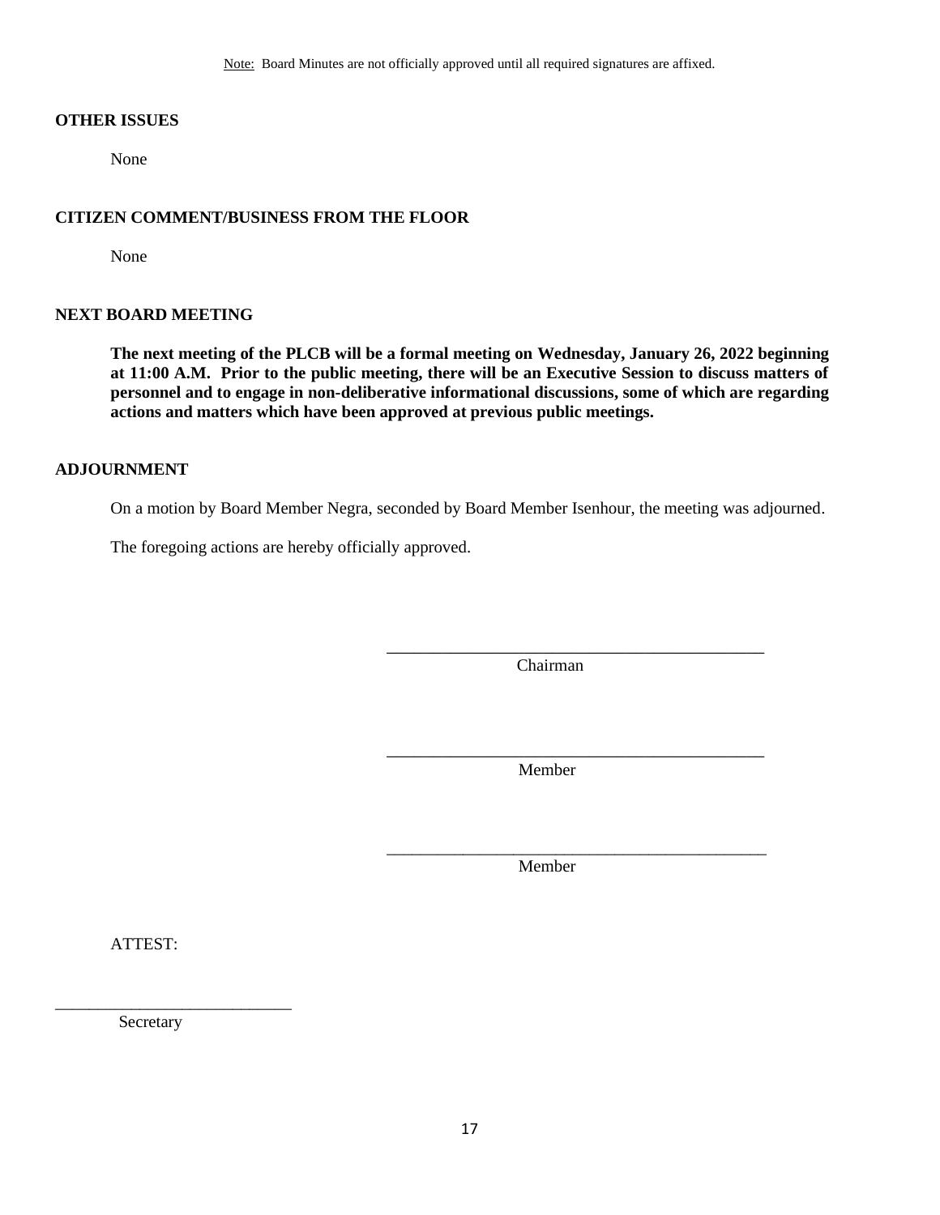Note: Board Minutes are not officially approved until all required signatures are affixed.

**OTHER ISSUES**

None

**CITIZEN COMMENT/BUSINESS FROM THE FLOOR**

None

**NEXT BOARD MEETING**

**The next meeting of the PLCB will be a formal meeting on Wednesday, January 26, 2022 beginning at 11:00 A.M. Prior to the public meeting, there will be an Executive Session to discuss matters of personnel and to engage in non-deliberative informational discussions, some of which are regarding actions and matters which have been approved at previous public meetings.**

**ADJOURNMENT**

On a motion by Board Member Negra, seconded by Board Member Isenhour, the meeting was adjourned.

The foregoing actions are hereby officially approved.

_____________________________________________
Chairman

_____________________________________________
Member

_____________________________________________
Member

ATTEST:

____________________________
Secretary